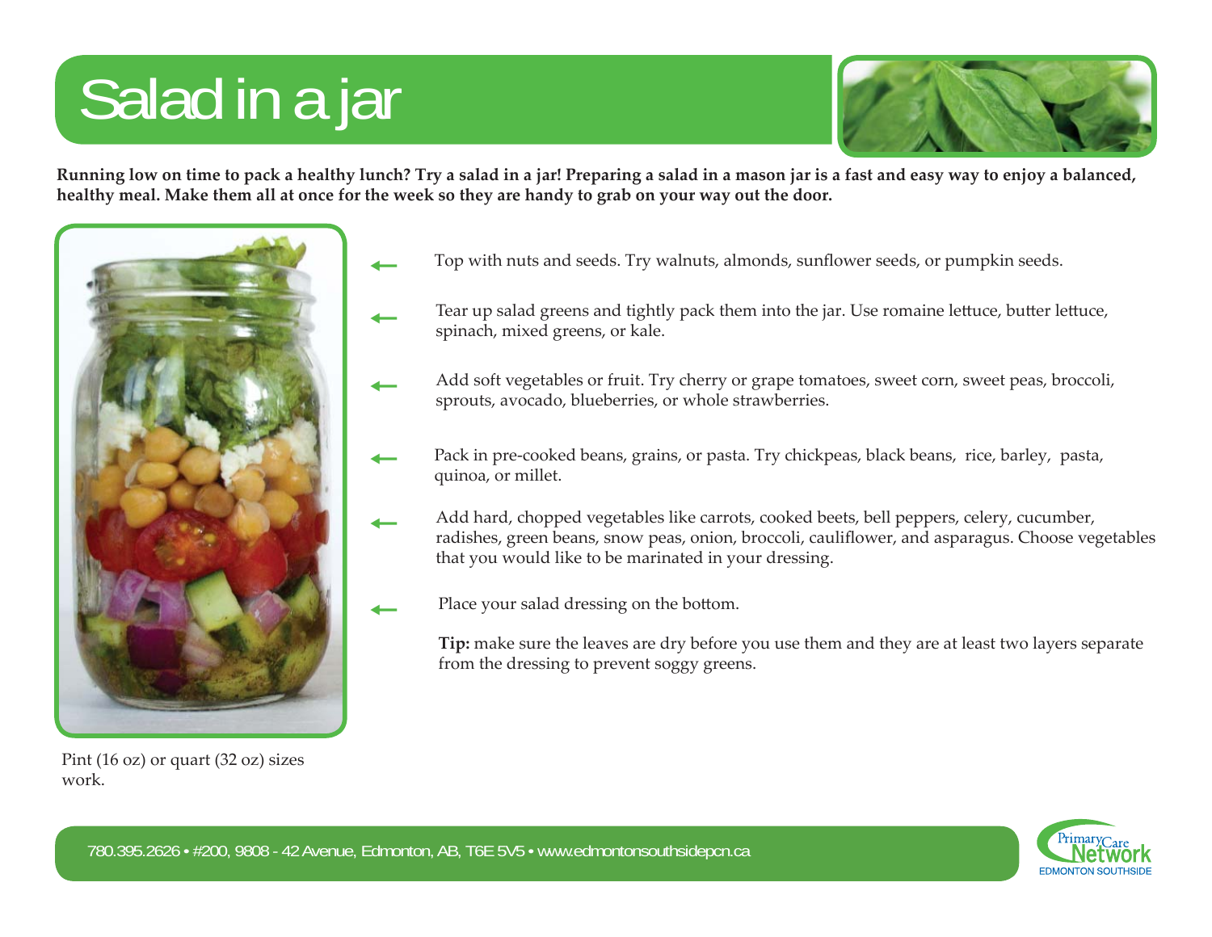# Salad in a jar

**Running low on time to pack a healthy lunch? Try a salad in a jar! Preparing a salad in a mason jar is a fast and easy way to enjoy a balanced, healthy meal. Make them all at once for the week so they are handy to grab on your way out the door.**

← Top with nuts and seeds. Try walnuts, almonds, sunflower seeds, or pumpkin seeds.

← Tear up salad greens and tightly pack them into the jar. Use romaine lettuce, butter lettuce, spinach, mixed greens, or kale.

← Add soft vegetables or fruit. Try cherry or grape tomatoes, sweet corn, sweet peas, broccoli, sprouts, avocado, blueberries, or whole strawberries.

← Pack in pre-cooked beans, grains, or pasta. Try chickpeas, black beans, rice, barley, pasta, quinoa, or millet.

← Add hard, chopped vegetables like carrots, cooked beets, bell peppers, celery, cucumber, radishes, green beans, snow peas, onion, broccoli, cauliflower, and asparagus. Choose vegetables that you would like to be marinated in your dressing.

← Place your salad dressing on the bottom.

**Tip:** make sure the leaves are dry before you use them and they are at least two layers separate from the dressing to prevent soggy greens.

Pint (16 oz) or quart (32 oz) sizes work.

780.395.2626 • #200, 9808 - 42 Avenue, Edmonton, AB, T6E 5V5 • www.edmontonsouthsidepcn.ca

Primary Care Network EDMONTON SOUTHSIDE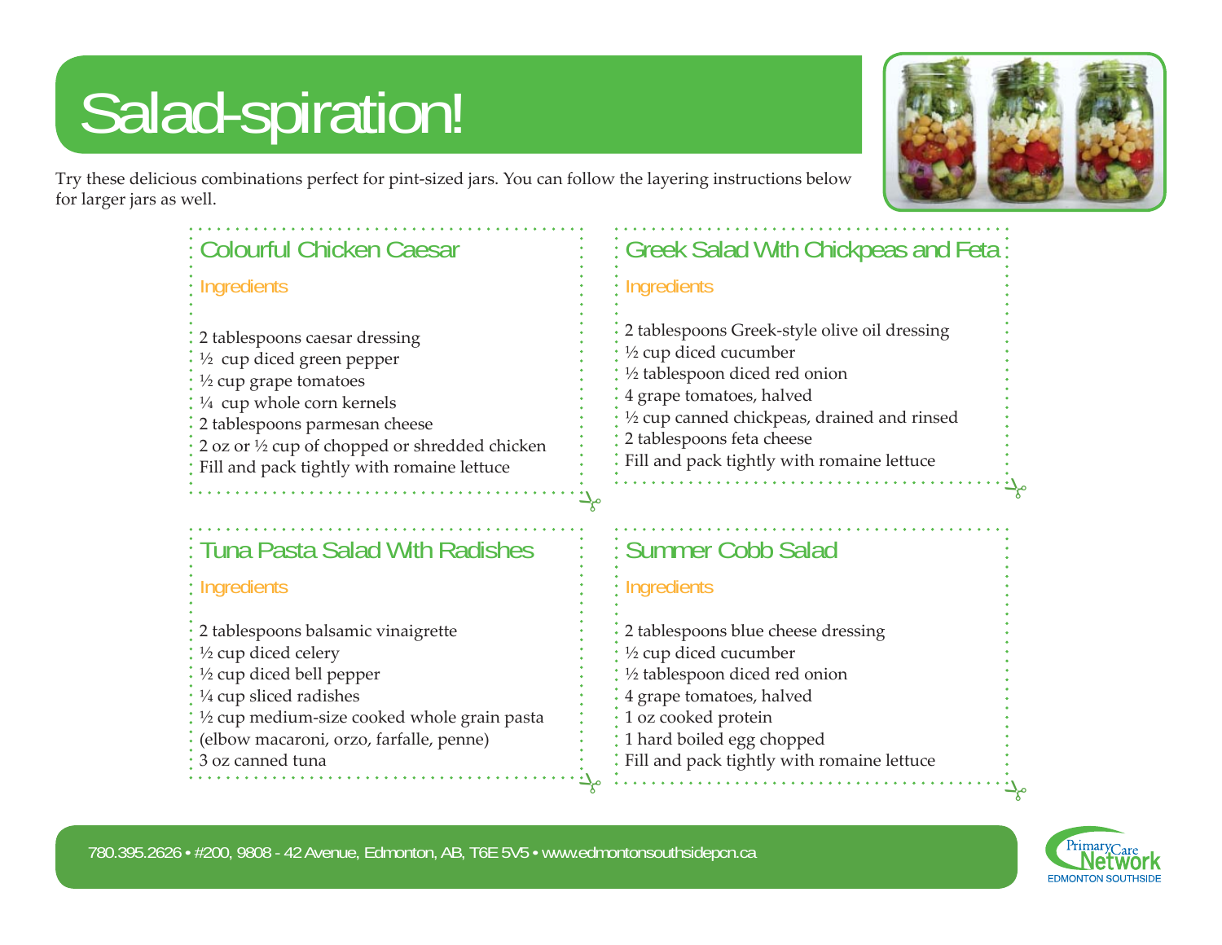# Salad-spiration!

Try these delicious combinations perfect for pint-sized jars. You can follow the layering instructions below for larger jars as well.

## Colourful Chicken Caesar

### Ingredients

2 tablespoons caesar dressing
½ cup diced green pepper
½ cup grape tomatoes
¼ cup whole corn kernels
2 tablespoons parmesan cheese
2 oz or ½ cup of chopped or shredded chicken
Fill and pack tightly with romaine lettuce

## Greek Salad With Chickpeas and Feta

### Ingredients

2 tablespoons Greek-style olive oil dressing
½ cup diced cucumber
½ tablespoon diced red onion
4 grape tomatoes, halved
½ cup canned chickpeas, drained and rinsed
2 tablespoons feta cheese
Fill and pack tightly with romaine lettuce

## Tuna Pasta Salad With Radishes

### Ingredients

2 tablespoons balsamic vinaigrette
½ cup diced celery
½ cup diced bell pepper
¼ cup sliced radishes
½ cup medium-size cooked whole grain pasta (elbow macaroni, orzo, farfalle, penne)
3 oz canned tuna

## Summer Cobb Salad

### Ingredients

2 tablespoons blue cheese dressing
½ cup diced cucumber
½ tablespoon diced red onion
4 grape tomatoes, halved
1 oz cooked protein
1 hard boiled egg chopped
Fill and pack tightly with romaine lettuce

780.395.2626 • #200, 9808 - 42 Avenue, Edmonton, AB, T6E 5V5 • www.edmontonsouthsidepcn.ca

Primary Care Network EDMONTON SOUTHSIDE